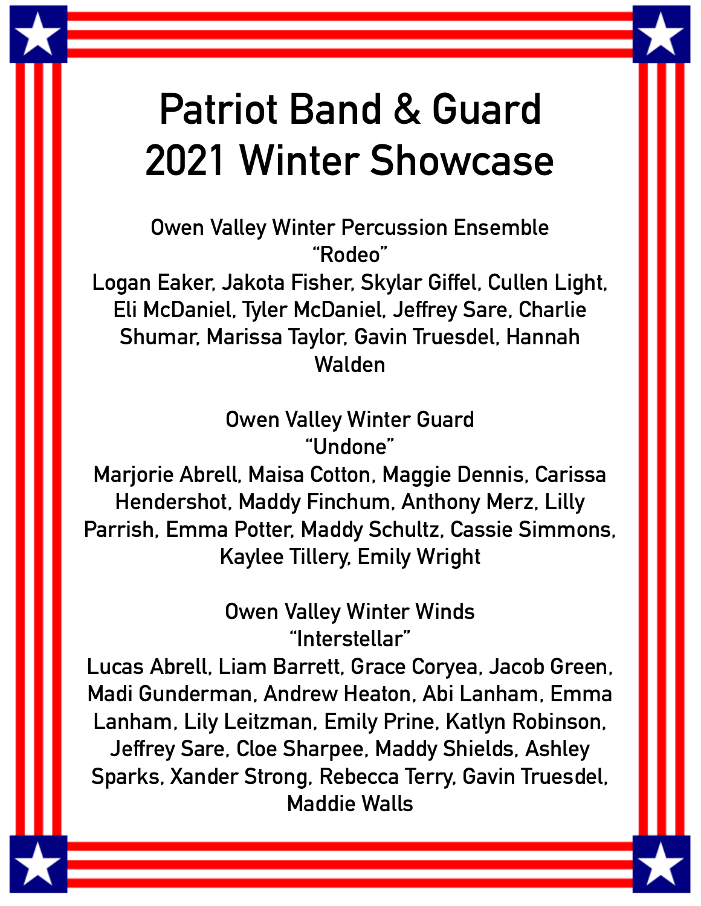# Patriot Band & Guard 2021 Winter Showcase

**Owen Valley Winter Percussion Ensemble**
**"Rodeo"**
**Logan Eaker, Jakota Fisher, Skylar Giffel, Cullen Light, Eli McDaniel, Tyler McDaniel, Jeffrey Sare, Charlie Shumar, Marissa Taylor, Gavin Truesdel, Hannah Walden**

**Owen Valley Winter Guard**
**"Undone"**
**Marjorie Abrell, Maisa Cotton, Maggie Dennis, Carissa Hendershot, Maddy Finchum, Anthony Merz, Lilly Parrish, Emma Potter, Maddy Schultz, Cassie Simmons, Kaylee Tillery, Emily Wright**

**Owen Valley Winter Winds**
**"Interstellar"**
**Lucas Abrell, Liam Barrett, Grace Coryea, Jacob Green, Madi Gunderman, Andrew Heaton, Abi Lanham, Emma Lanham, Lily Leitzman, Emily Prine, Katlyn Robinson, Jeffrey Sare, Cloe Sharpee, Maddy Shields, Ashley Sparks, Xander Strong, Rebecca Terry, Gavin Truesdel, Maddie Walls**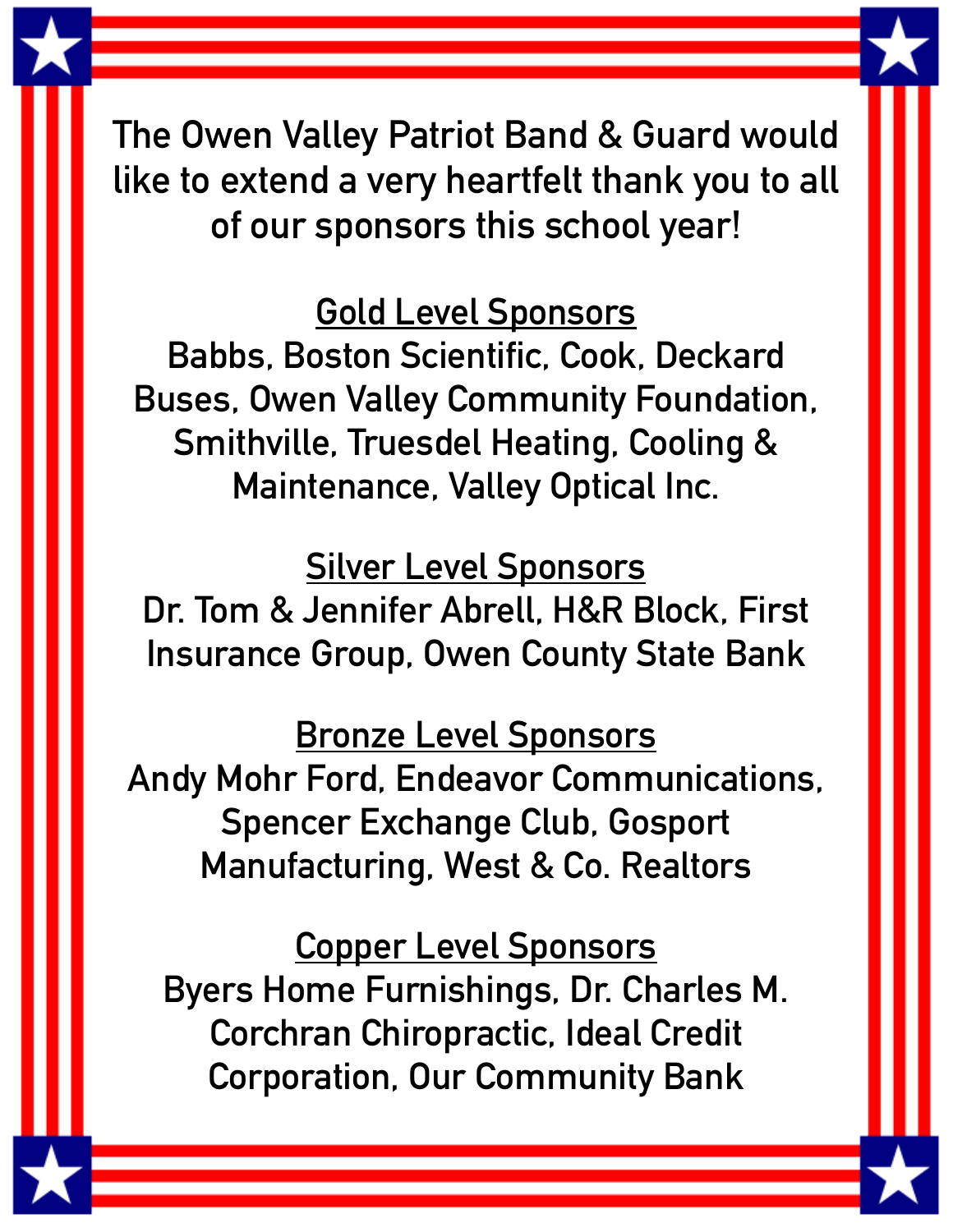The Owen Valley Patriot Band & Guard would like to extend a very heartfelt thank you to all of our sponsors this school year!

## Gold Level Sponsors

Babbs, Boston Scientific, Cook, Deckard Buses, Owen Valley Community Foundation, Smithville, Truesdel Heating, Cooling & Maintenance, Valley Optical Inc.

## Silver Level Sponsors

Dr. Tom & Jennifer Abrell, H&R Block, First Insurance Group, Owen County State Bank

## Bronze Level Sponsors

Andy Mohr Ford, Endeavor Communications, Spencer Exchange Club, Gosport Manufacturing, West & Co. Realtors

## Copper Level Sponsors

Byers Home Furnishings, Dr. Charles M. Corchran Chiropractic, Ideal Credit Corporation, Our Community Bank